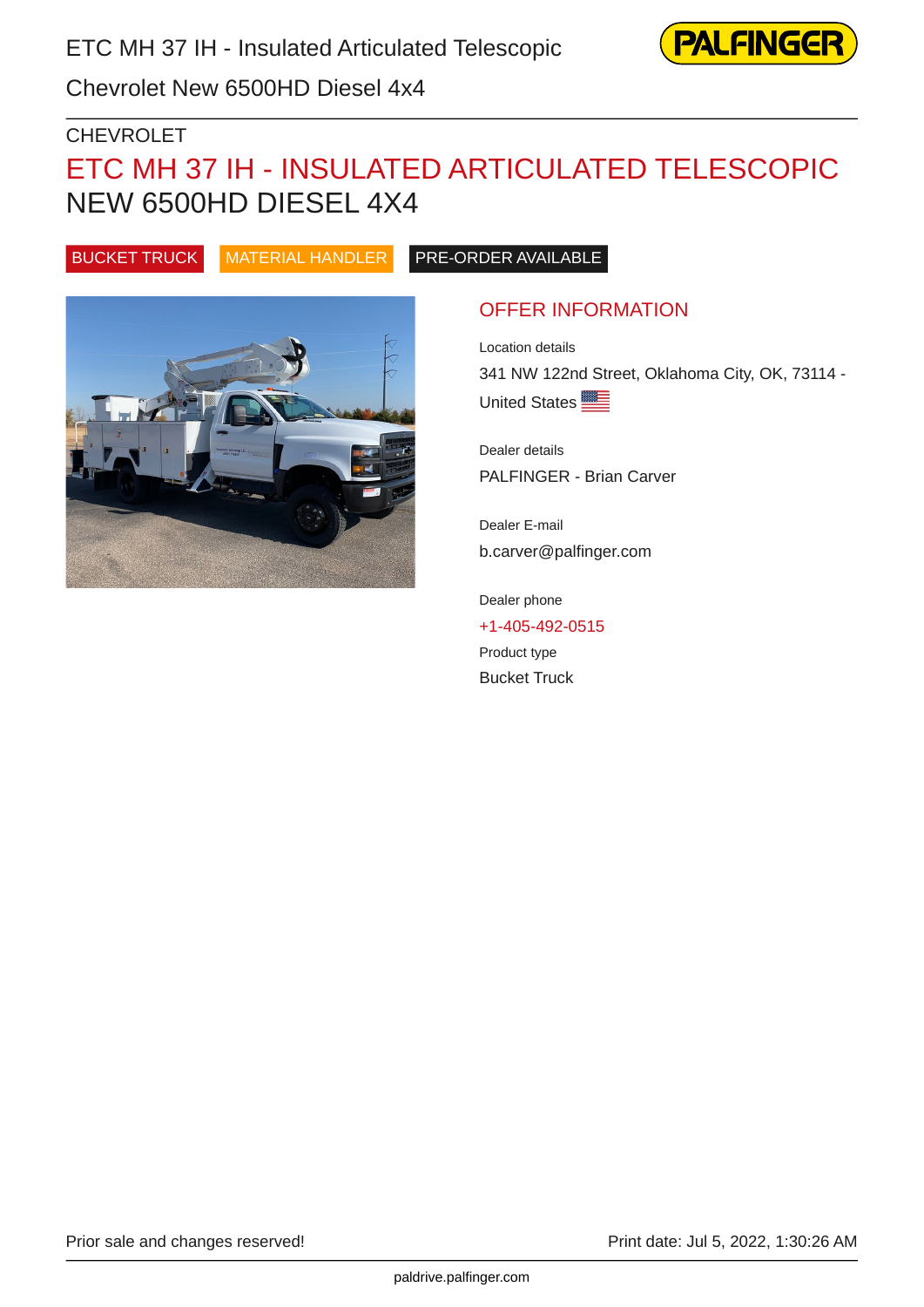ETC MH 37 IH - Insulated Articulated Telescopic

Chevrolet New 6500HD Diesel 4x4

CHEVROLET

# ETC MH 37 IH - INSULATED ARTICULATED TELESCOPIC NEW 6500HD DIESEL 4X4

BUCKET TRUCK | MATERIAL HANDLER | PRE-ORDER AVAILABLE

## OFFER INFORMATION

Location details

341 NW 122nd Street, Oklahoma City, OK, 73114 - United States

Dealer details

PALFINGER - Brian Carver

Dealer E-mail

b.carver@palfinger.com

Dealer phone

+1-405-492-0515

Product type

Bucket Truck

Prior sale and changes reserved!

Print date: Jul 5, 2022, 1:30:26 AM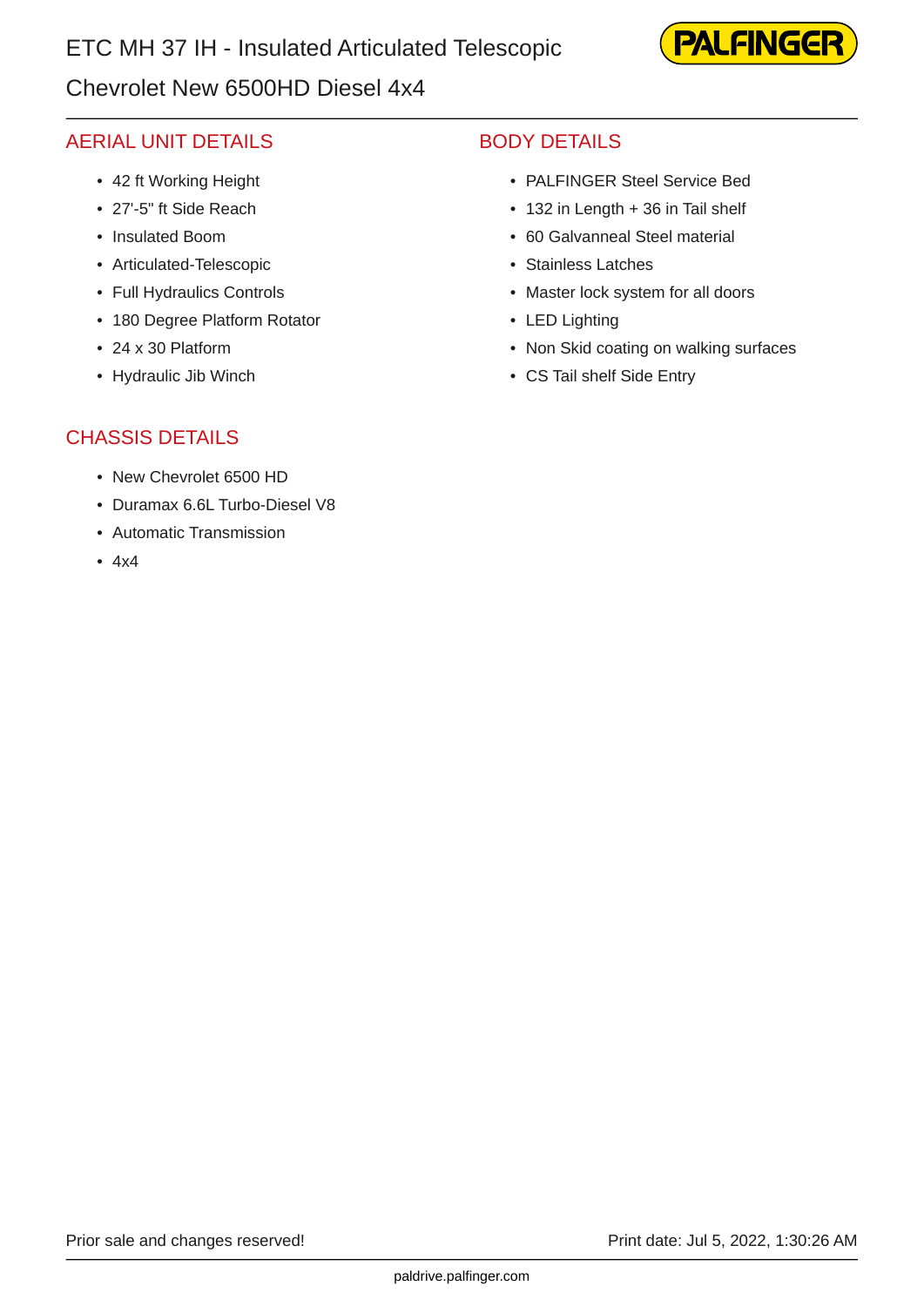# ETC MH 37 IH - Insulated Articulated Telescopic

Chevrolet New 6500HD Diesel 4x4

## AERIAL UNIT DETAILS

- 42 ft Working Height
- 27'-5" ft Side Reach
- Insulated Boom
- Articulated-Telescopic
- Full Hydraulics Controls
- 180 Degree Platform Rotator
- 24 x 30 Platform
- Hydraulic Jib Winch

## BODY DETAILS

- PALFINGER Steel Service Bed
- 132 in Length + 36 in Tail shelf
- 60 Galvanneal Steel material
- Stainless Latches
- Master lock system for all doors
- LED Lighting
- Non Skid coating on walking surfaces
- CS Tail shelf Side Entry

## CHASSIS DETAILS

- New Chevrolet 6500 HD
- Duramax 6.6L Turbo-Diesel V8
- Automatic Transmission
- 4x4

Prior sale and changes reserved!

Print date: Jul 5, 2022, 1:30:26 AM

paldrive.palfinger.com